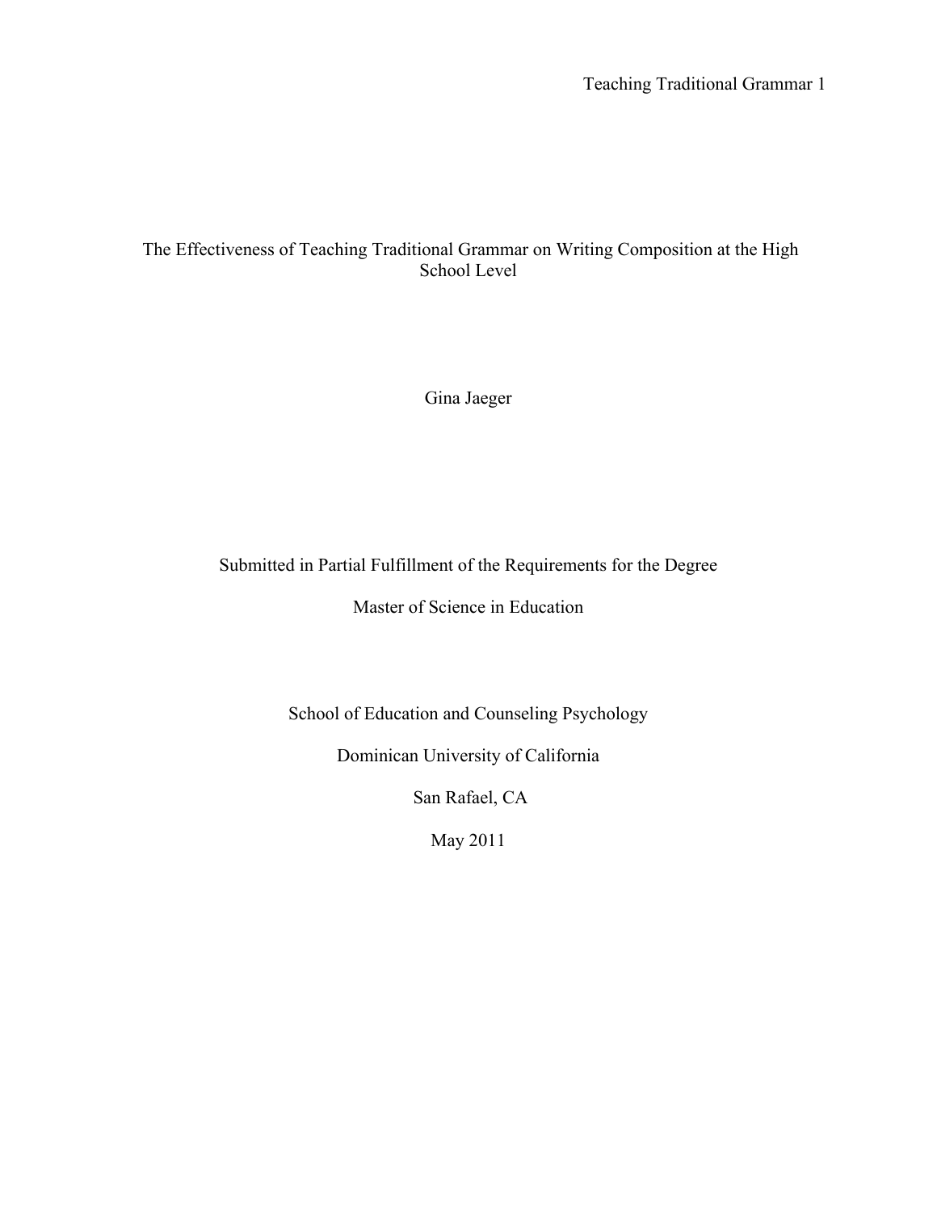# The Effectiveness of Teaching Traditional Grammar on Writing Composition at the High School Level

Gina Jaeger

Submitted in Partial Fulfillment of the Requirements for the Degree

Master of Science in Education

School of Education and Counseling Psychology

Dominican University of California

San Rafael, CA

May 2011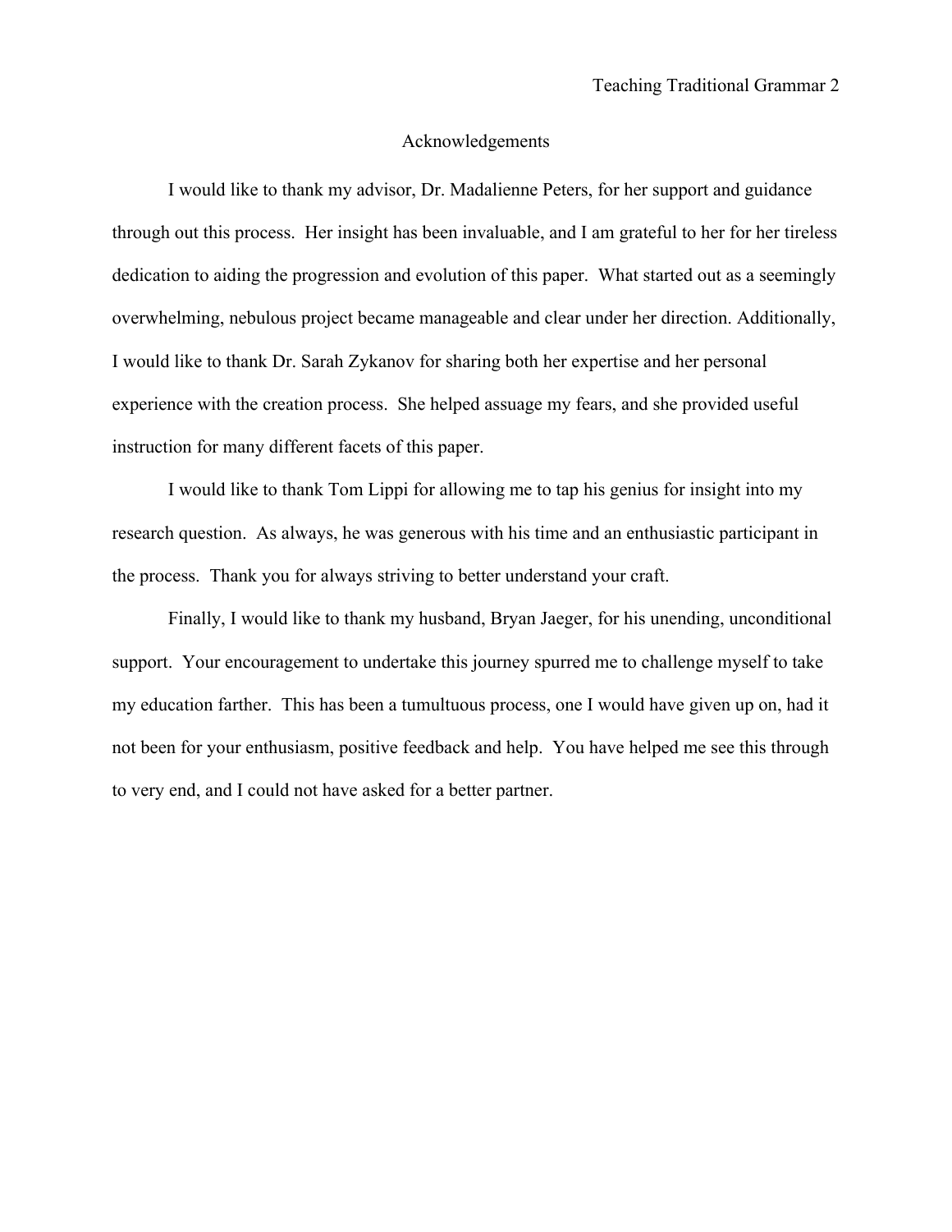# Acknowledgements

I would like to thank my advisor, Dr. Madalienne Peters, for her support and guidance through out this process. Her insight has been invaluable, and I am grateful to her for her tireless dedication to aiding the progression and evolution of this paper. What started out as a seemingly overwhelming, nebulous project became manageable and clear under her direction. Additionally, I would like to thank Dr. Sarah Zykanov for sharing both her expertise and her personal experience with the creation process. She helped assuage my fears, and she provided useful instruction for many different facets of this paper.

I would like to thank Tom Lippi for allowing me to tap his genius for insight into my research question. As always, he was generous with his time and an enthusiastic participant in the process. Thank you for always striving to better understand your craft.

Finally, I would like to thank my husband, Bryan Jaeger, for his unending, unconditional support. Your encouragement to undertake this journey spurred me to challenge myself to take my education farther. This has been a tumultuous process, one I would have given up on, had it not been for your enthusiasm, positive feedback and help. You have helped me see this through to very end, and I could not have asked for a better partner.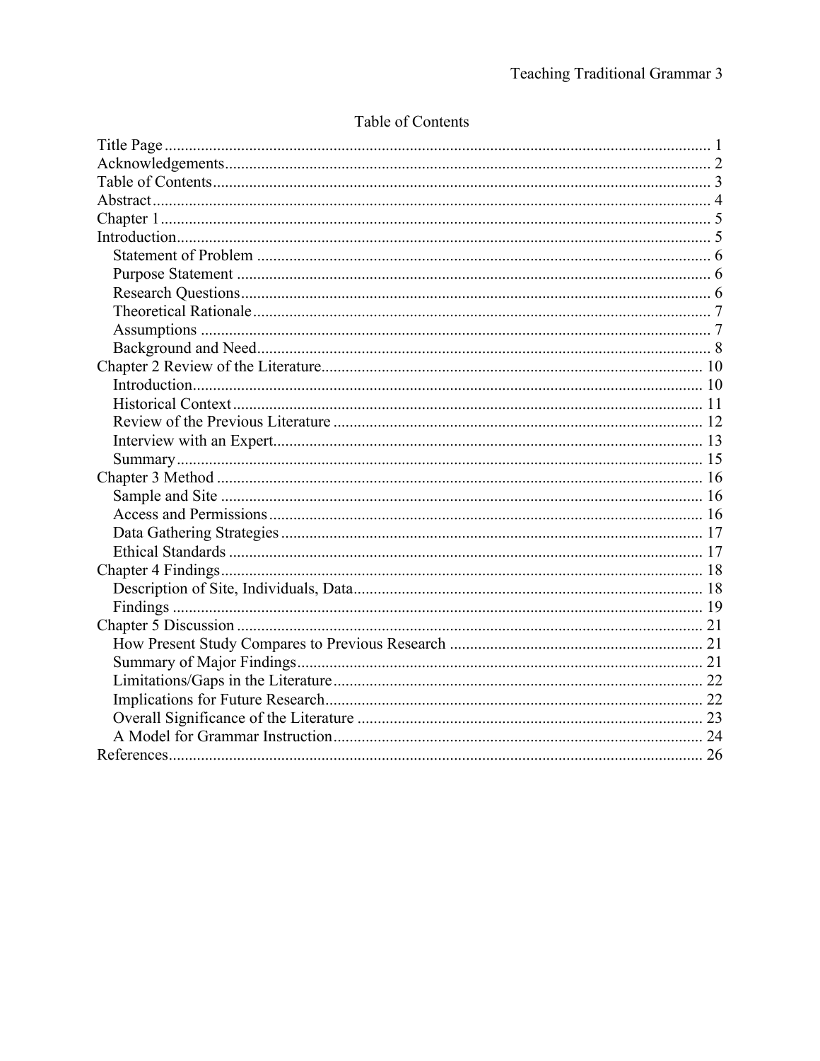# Table of Contents

Title Page ........................................................................................................................ 1
Acknowledgements.......................................................................................................... 2
Table of Contents............................................................................................................. 3
Abstract............................................................................................................................ 4
Chapter 1.......................................................................................................................... 5
Introduction...................................................................................................................... 5
  Statement of Problem ................................................................................................... 6
  Purpose Statement ........................................................................................................ 6
  Research Questions....................................................................................................... 6
  Theoretical Rationale.................................................................................................... 7
  Assumptions ................................................................................................................. 7
  Background and Need................................................................................................... 8
Chapter 2 Review of the Literature................................................................................. 10
  Introduction................................................................................................................. 10
  Historical Context........................................................................................................ 11
  Review of the Previous Literature ............................................................................... 12
  Interview with an Expert.............................................................................................. 13
  Summary...................................................................................................................... 15
Chapter 3 Method ........................................................................................................... 16
  Sample and Site ........................................................................................................... 16
  Access and Permissions............................................................................................... 16
  Data Gathering Strategies............................................................................................ 17
  Ethical Standards ......................................................................................................... 17
Chapter 4 Findings.......................................................................................................... 18
  Description of Site, Individuals, Data.......................................................................... 18
  Findings ....................................................................................................................... 19
Chapter 5 Discussion ...................................................................................................... 21
  How Present Study Compares to Previous Research .................................................. 21
  Summary of Major Findings........................................................................................ 21
  Limitations/Gaps in the Literature............................................................................... 22
  Implications for Future Research................................................................................. 22
  Overall Significance of the Literature ......................................................................... 23
  A Model for Grammar Instruction............................................................................... 24
References....................................................................................................................... 26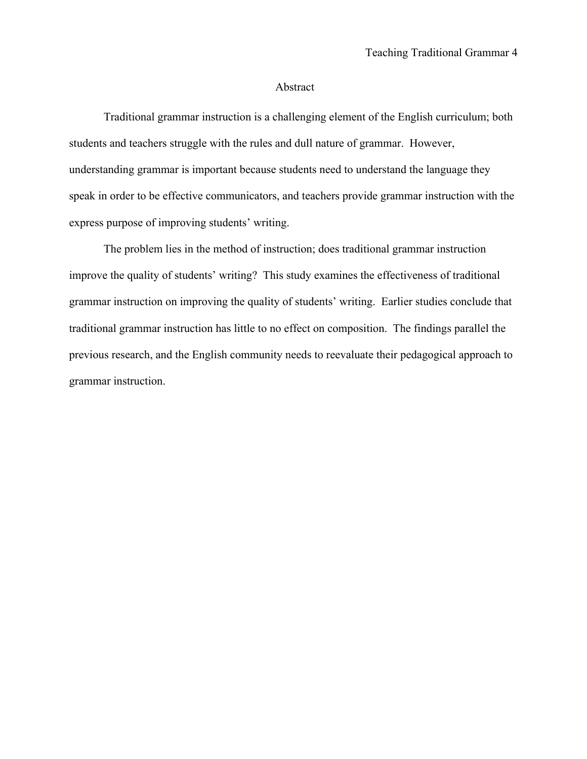# Abstract

Traditional grammar instruction is a challenging element of the English curriculum; both students and teachers struggle with the rules and dull nature of grammar. However, understanding grammar is important because students need to understand the language they speak in order to be effective communicators, and teachers provide grammar instruction with the express purpose of improving students' writing.

The problem lies in the method of instruction; does traditional grammar instruction improve the quality of students' writing? This study examines the effectiveness of traditional grammar instruction on improving the quality of students' writing. Earlier studies conclude that traditional grammar instruction has little to no effect on composition. The findings parallel the previous research, and the English community needs to reevaluate their pedagogical approach to grammar instruction.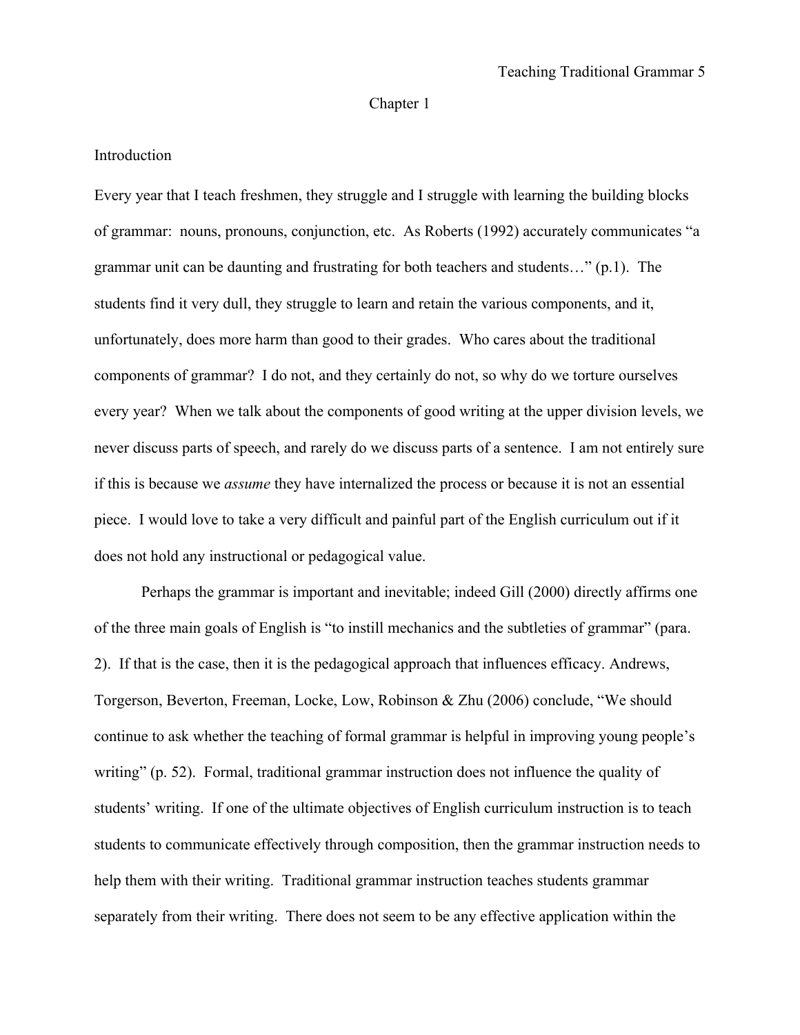# Chapter 1

## Introduction

Every year that I teach freshmen, they struggle and I struggle with learning the building blocks of grammar: nouns, pronouns, conjunction, etc. As Roberts (1992) accurately communicates "a grammar unit can be daunting and frustrating for both teachers and students…" (p.1). The students find it very dull, they struggle to learn and retain the various components, and it, unfortunately, does more harm than good to their grades. Who cares about the traditional components of grammar? I do not, and they certainly do not, so why do we torture ourselves every year? When we talk about the components of good writing at the upper division levels, we never discuss parts of speech, and rarely do we discuss parts of a sentence. I am not entirely sure if this is because we *assume* they have internalized the process or because it is not an essential piece. I would love to take a very difficult and painful part of the English curriculum out if it does not hold any instructional or pedagogical value.

Perhaps the grammar is important and inevitable; indeed Gill (2000) directly affirms one of the three main goals of English is "to instill mechanics and the subtleties of grammar" (para. 2). If that is the case, then it is the pedagogical approach that influences efficacy. Andrews, Torgerson, Beverton, Freeman, Locke, Low, Robinson & Zhu (2006) conclude, "We should continue to ask whether the teaching of formal grammar is helpful in improving young people's writing" (p. 52). Formal, traditional grammar instruction does not influence the quality of students' writing. If one of the ultimate objectives of English curriculum instruction is to teach students to communicate effectively through composition, then the grammar instruction needs to help them with their writing. Traditional grammar instruction teaches students grammar separately from their writing. There does not seem to be any effective application within the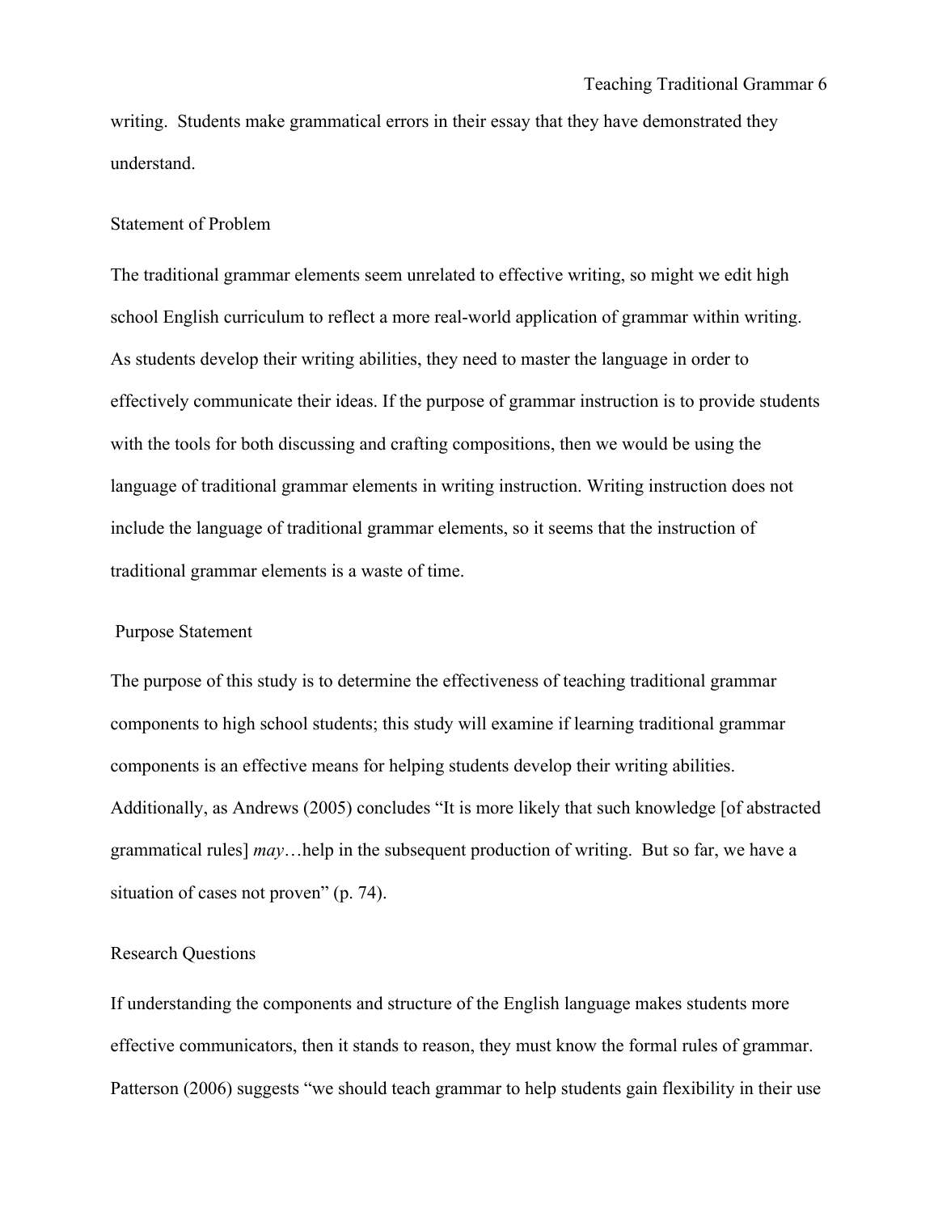writing. Students make grammatical errors in their essay that they have demonstrated they understand.

## Statement of Problem

The traditional grammar elements seem unrelated to effective writing, so might we edit high school English curriculum to reflect a more real-world application of grammar within writing. As students develop their writing abilities, they need to master the language in order to effectively communicate their ideas. If the purpose of grammar instruction is to provide students with the tools for both discussing and crafting compositions, then we would be using the language of traditional grammar elements in writing instruction. Writing instruction does not include the language of traditional grammar elements, so it seems that the instruction of traditional grammar elements is a waste of time.

## Purpose Statement

The purpose of this study is to determine the effectiveness of teaching traditional grammar components to high school students; this study will examine if learning traditional grammar components is an effective means for helping students develop their writing abilities. Additionally, as Andrews (2005) concludes "It is more likely that such knowledge [of abstracted grammatical rules] *may*…help in the subsequent production of writing. But so far, we have a situation of cases not proven" (p. 74).

## Research Questions

If understanding the components and structure of the English language makes students more effective communicators, then it stands to reason, they must know the formal rules of grammar. Patterson (2006) suggests "we should teach grammar to help students gain flexibility in their use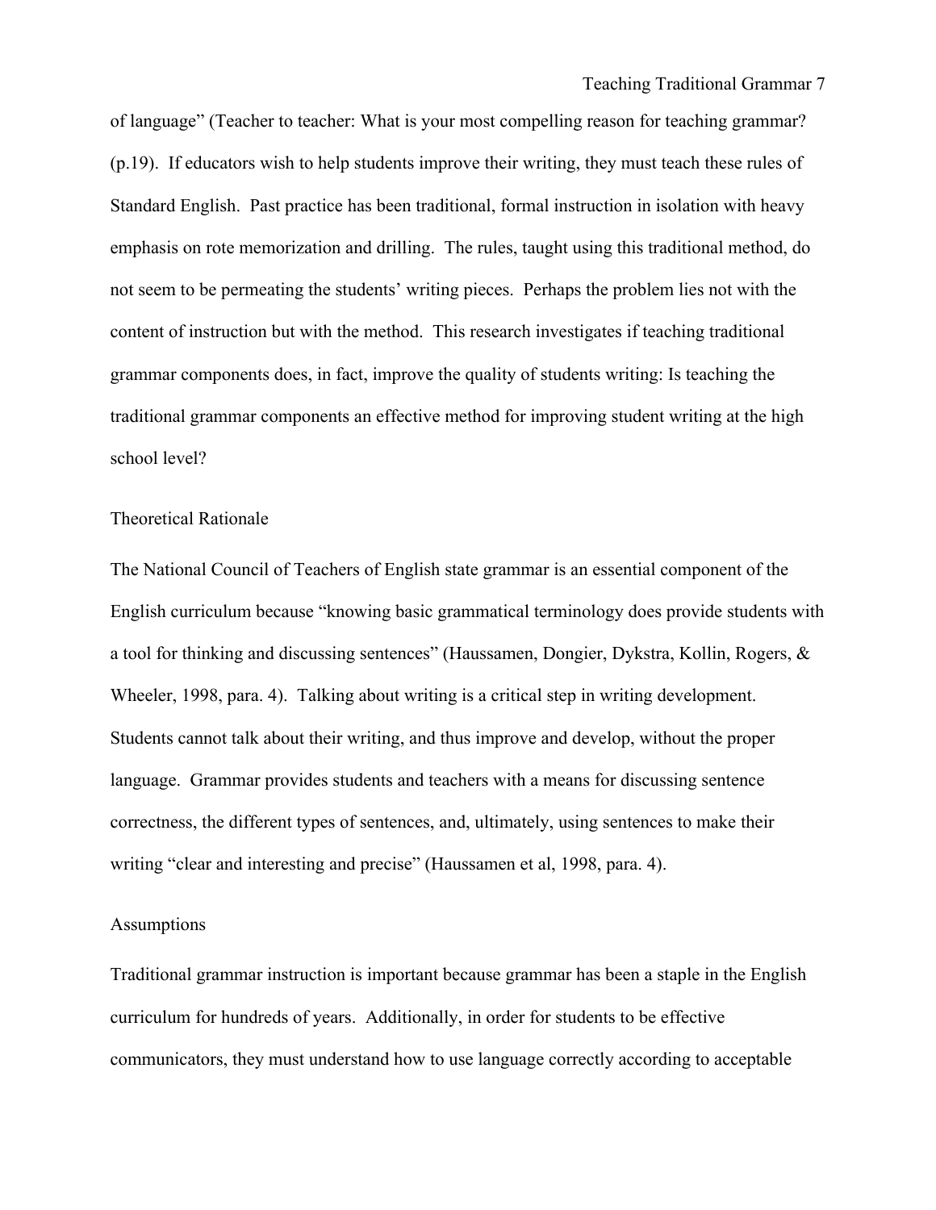of language" (Teacher to teacher: What is your most compelling reason for teaching grammar? (p.19). If educators wish to help students improve their writing, they must teach these rules of Standard English. Past practice has been traditional, formal instruction in isolation with heavy emphasis on rote memorization and drilling. The rules, taught using this traditional method, do not seem to be permeating the students' writing pieces. Perhaps the problem lies not with the content of instruction but with the method. This research investigates if teaching traditional grammar components does, in fact, improve the quality of students writing: Is teaching the traditional grammar components an effective method for improving student writing at the high school level?

## Theoretical Rationale

The National Council of Teachers of English state grammar is an essential component of the English curriculum because "knowing basic grammatical terminology does provide students with a tool for thinking and discussing sentences" (Haussamen, Dongier, Dykstra, Kollin, Rogers, & Wheeler, 1998, para. 4). Talking about writing is a critical step in writing development. Students cannot talk about their writing, and thus improve and develop, without the proper language. Grammar provides students and teachers with a means for discussing sentence correctness, the different types of sentences, and, ultimately, using sentences to make their writing "clear and interesting and precise" (Haussamen et al, 1998, para. 4).

## Assumptions

Traditional grammar instruction is important because grammar has been a staple in the English curriculum for hundreds of years. Additionally, in order for students to be effective communicators, they must understand how to use language correctly according to acceptable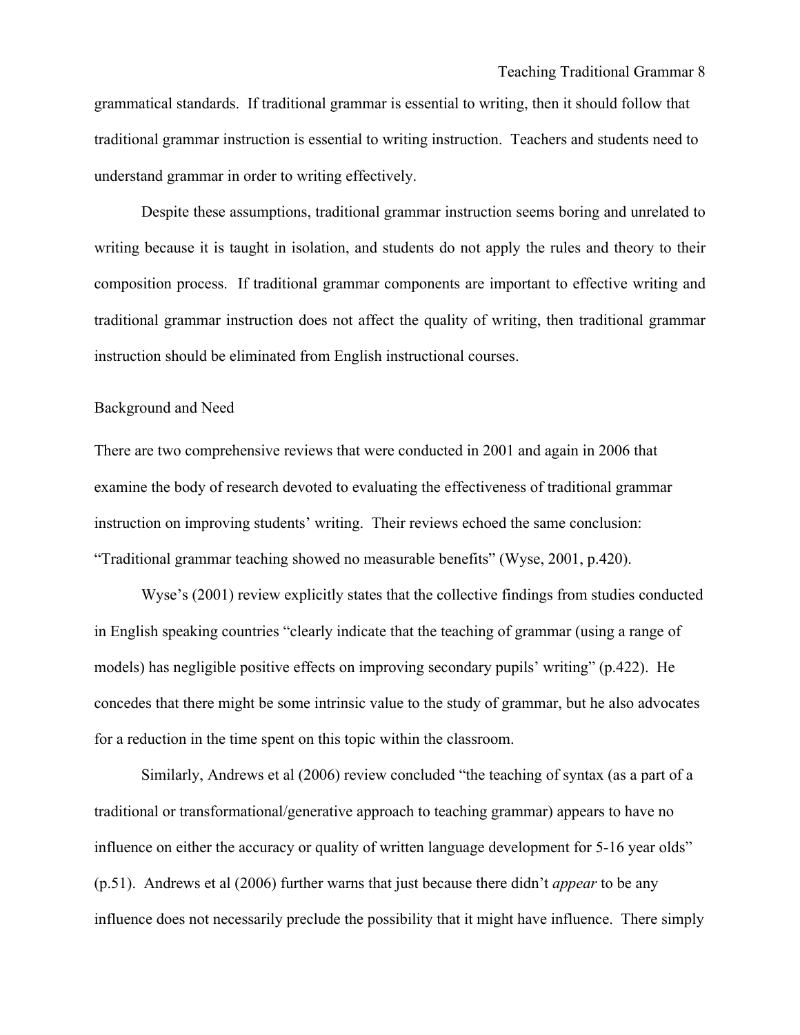grammatical standards. If traditional grammar is essential to writing, then it should follow that traditional grammar instruction is essential to writing instruction. Teachers and students need to understand grammar in order to writing effectively.

Despite these assumptions, traditional grammar instruction seems boring and unrelated to writing because it is taught in isolation, and students do not apply the rules and theory to their composition process. If traditional grammar components are important to effective writing and traditional grammar instruction does not affect the quality of writing, then traditional grammar instruction should be eliminated from English instructional courses.

## Background and Need

There are two comprehensive reviews that were conducted in 2001 and again in 2006 that examine the body of research devoted to evaluating the effectiveness of traditional grammar instruction on improving students' writing. Their reviews echoed the same conclusion: "Traditional grammar teaching showed no measurable benefits" (Wyse, 2001, p.420).

Wyse's (2001) review explicitly states that the collective findings from studies conducted in English speaking countries "clearly indicate that the teaching of grammar (using a range of models) has negligible positive effects on improving secondary pupils' writing" (p.422). He concedes that there might be some intrinsic value to the study of grammar, but he also advocates for a reduction in the time spent on this topic within the classroom.

Similarly, Andrews et al (2006) review concluded "the teaching of syntax (as a part of a traditional or transformational/generative approach to teaching grammar) appears to have no influence on either the accuracy or quality of written language development for 5-16 year olds" (p.51). Andrews et al (2006) further warns that just because there didn't *appear* to be any influence does not necessarily preclude the possibility that it might have influence. There simply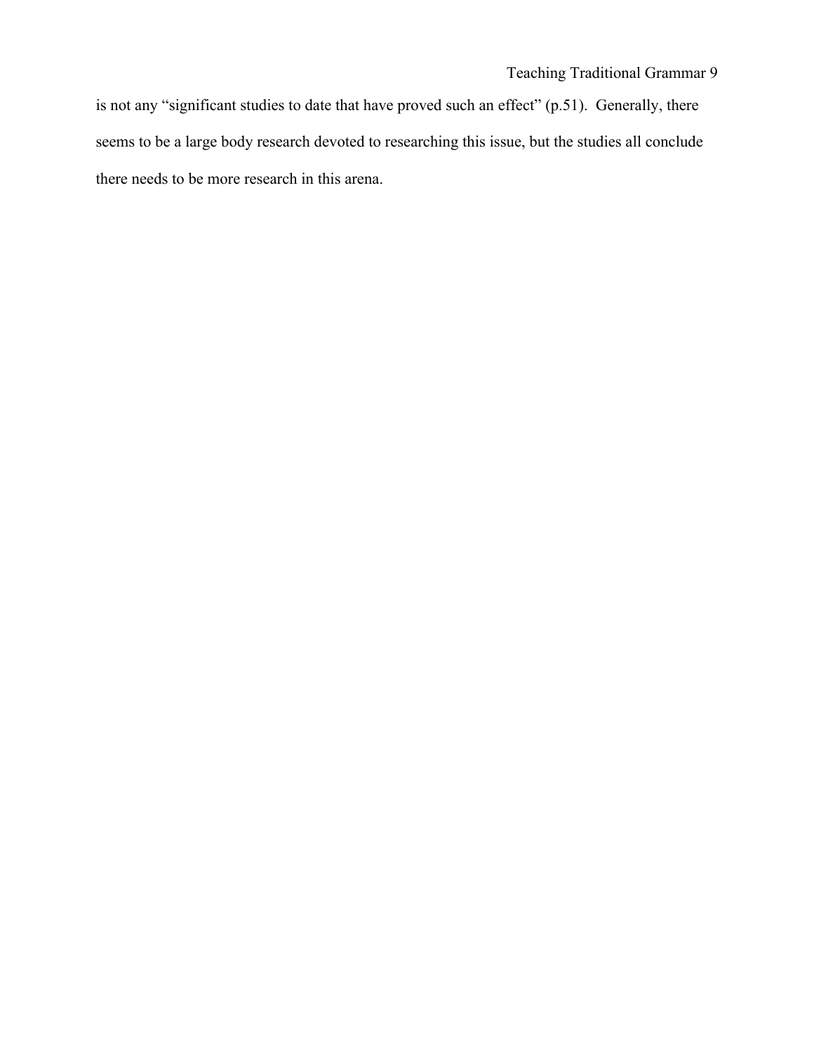is not any "significant studies to date that have proved such an effect" (p.51). Generally, there seems to be a large body research devoted to researching this issue, but the studies all conclude there needs to be more research in this arena.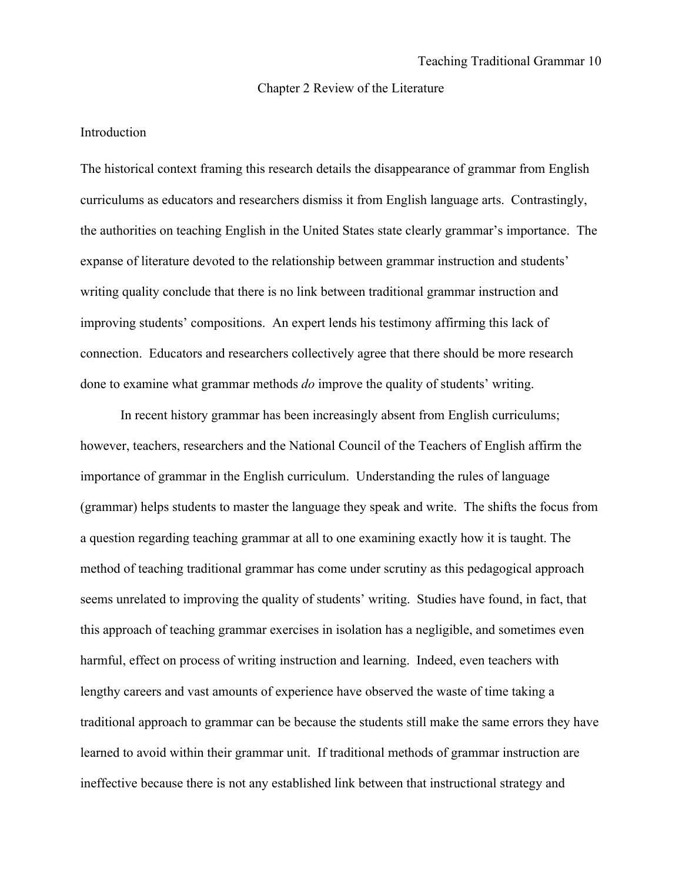## Chapter 2 Review of the Literature

### Introduction

The historical context framing this research details the disappearance of grammar from English curriculums as educators and researchers dismiss it from English language arts. Contrastingly, the authorities on teaching English in the United States state clearly grammar's importance. The expanse of literature devoted to the relationship between grammar instruction and students' writing quality conclude that there is no link between traditional grammar instruction and improving students' compositions. An expert lends his testimony affirming this lack of connection. Educators and researchers collectively agree that there should be more research done to examine what grammar methods *do* improve the quality of students' writing.

In recent history grammar has been increasingly absent from English curriculums; however, teachers, researchers and the National Council of the Teachers of English affirm the importance of grammar in the English curriculum. Understanding the rules of language (grammar) helps students to master the language they speak and write. The shifts the focus from a question regarding teaching grammar at all to one examining exactly how it is taught. The method of teaching traditional grammar has come under scrutiny as this pedagogical approach seems unrelated to improving the quality of students' writing. Studies have found, in fact, that this approach of teaching grammar exercises in isolation has a negligible, and sometimes even harmful, effect on process of writing instruction and learning. Indeed, even teachers with lengthy careers and vast amounts of experience have observed the waste of time taking a traditional approach to grammar can be because the students still make the same errors they have learned to avoid within their grammar unit. If traditional methods of grammar instruction are ineffective because there is not any established link between that instructional strategy and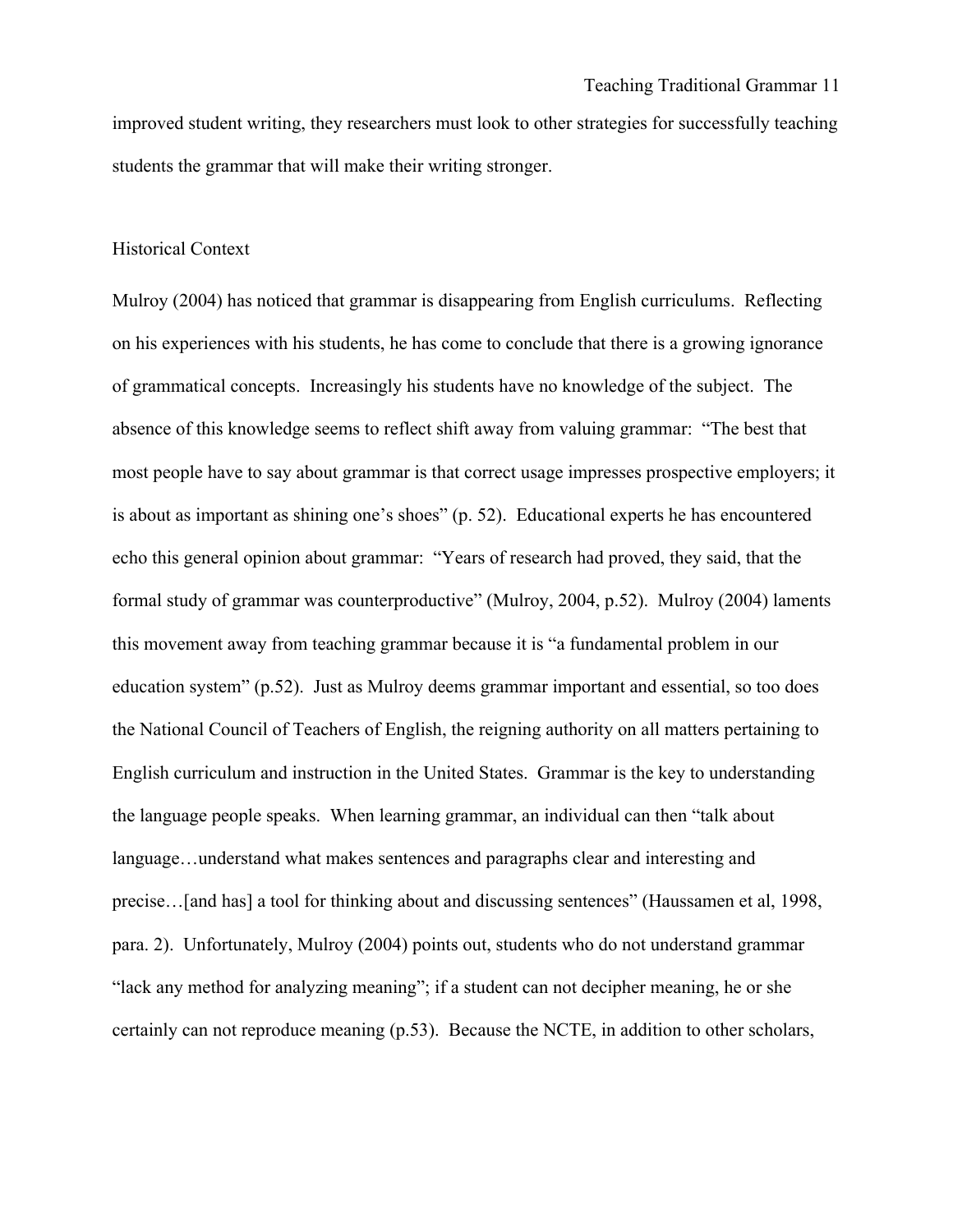improved student writing, they researchers must look to other strategies for successfully teaching students the grammar that will make their writing stronger.

## Historical Context

Mulroy (2004) has noticed that grammar is disappearing from English curriculums. Reflecting on his experiences with his students, he has come to conclude that there is a growing ignorance of grammatical concepts. Increasingly his students have no knowledge of the subject. The absence of this knowledge seems to reflect shift away from valuing grammar: "The best that most people have to say about grammar is that correct usage impresses prospective employers; it is about as important as shining one's shoes" (p. 52). Educational experts he has encountered echo this general opinion about grammar: "Years of research had proved, they said, that the formal study of grammar was counterproductive" (Mulroy, 2004, p.52). Mulroy (2004) laments this movement away from teaching grammar because it is "a fundamental problem in our education system" (p.52). Just as Mulroy deems grammar important and essential, so too does the National Council of Teachers of English, the reigning authority on all matters pertaining to English curriculum and instruction in the United States. Grammar is the key to understanding the language people speaks. When learning grammar, an individual can then "talk about language…understand what makes sentences and paragraphs clear and interesting and precise…[and has] a tool for thinking about and discussing sentences" (Haussamen et al, 1998, para. 2). Unfortunately, Mulroy (2004) points out, students who do not understand grammar "lack any method for analyzing meaning"; if a student can not decipher meaning, he or she certainly can not reproduce meaning (p.53). Because the NCTE, in addition to other scholars,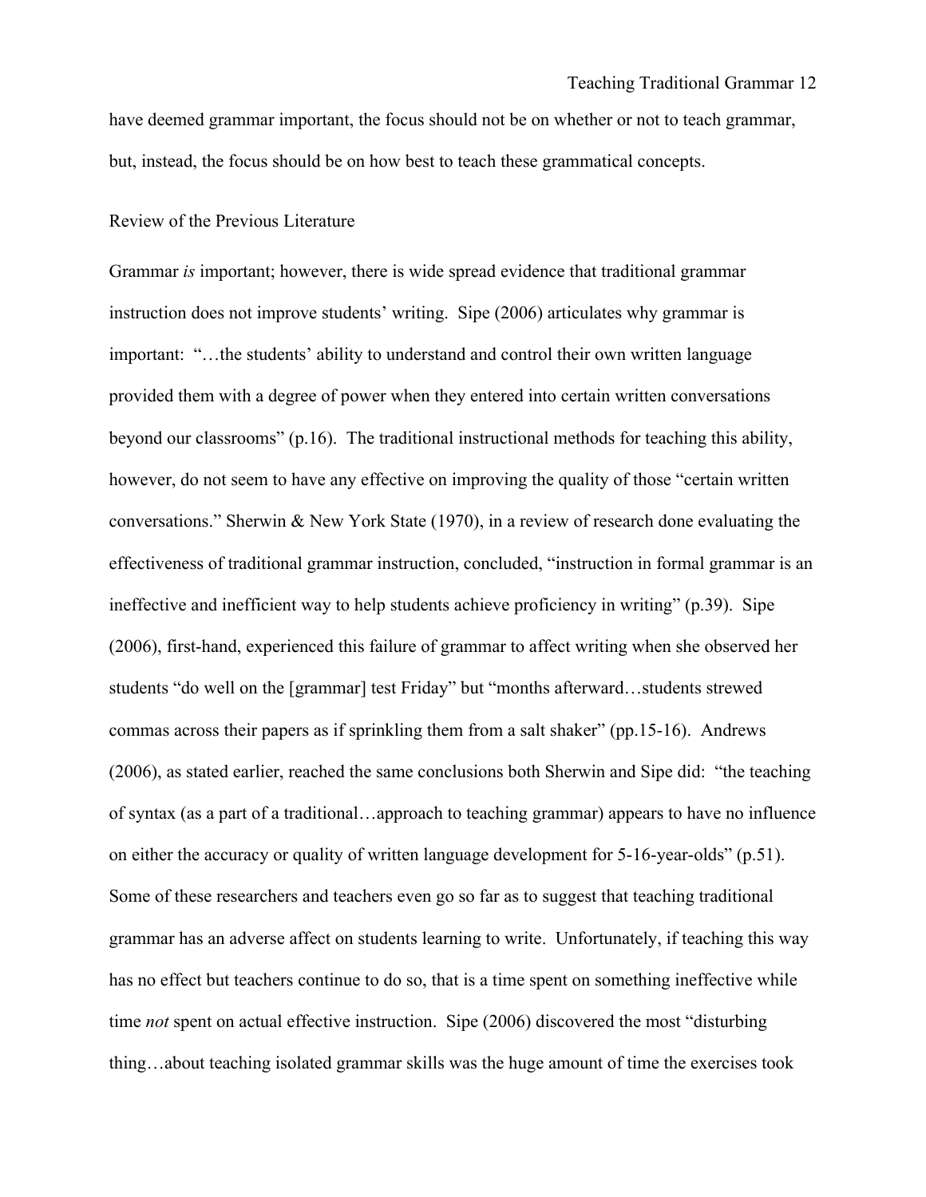have deemed grammar important, the focus should not be on whether or not to teach grammar, but, instead, the focus should be on how best to teach these grammatical concepts.

## Review of the Previous Literature

Grammar *is* important; however, there is wide spread evidence that traditional grammar instruction does not improve students' writing. Sipe (2006) articulates why grammar is important: "…the students' ability to understand and control their own written language provided them with a degree of power when they entered into certain written conversations beyond our classrooms" (p.16). The traditional instructional methods for teaching this ability, however, do not seem to have any effective on improving the quality of those "certain written conversations." Sherwin & New York State (1970), in a review of research done evaluating the effectiveness of traditional grammar instruction, concluded, "instruction in formal grammar is an ineffective and inefficient way to help students achieve proficiency in writing" (p.39). Sipe (2006), first-hand, experienced this failure of grammar to affect writing when she observed her students "do well on the [grammar] test Friday" but "months afterward…students strewed commas across their papers as if sprinkling them from a salt shaker" (pp.15-16). Andrews (2006), as stated earlier, reached the same conclusions both Sherwin and Sipe did: "the teaching of syntax (as a part of a traditional…approach to teaching grammar) appears to have no influence on either the accuracy or quality of written language development for 5-16-year-olds" (p.51). Some of these researchers and teachers even go so far as to suggest that teaching traditional grammar has an adverse affect on students learning to write. Unfortunately, if teaching this way has no effect but teachers continue to do so, that is a time spent on something ineffective while time *not* spent on actual effective instruction. Sipe (2006) discovered the most "disturbing thing…about teaching isolated grammar skills was the huge amount of time the exercises took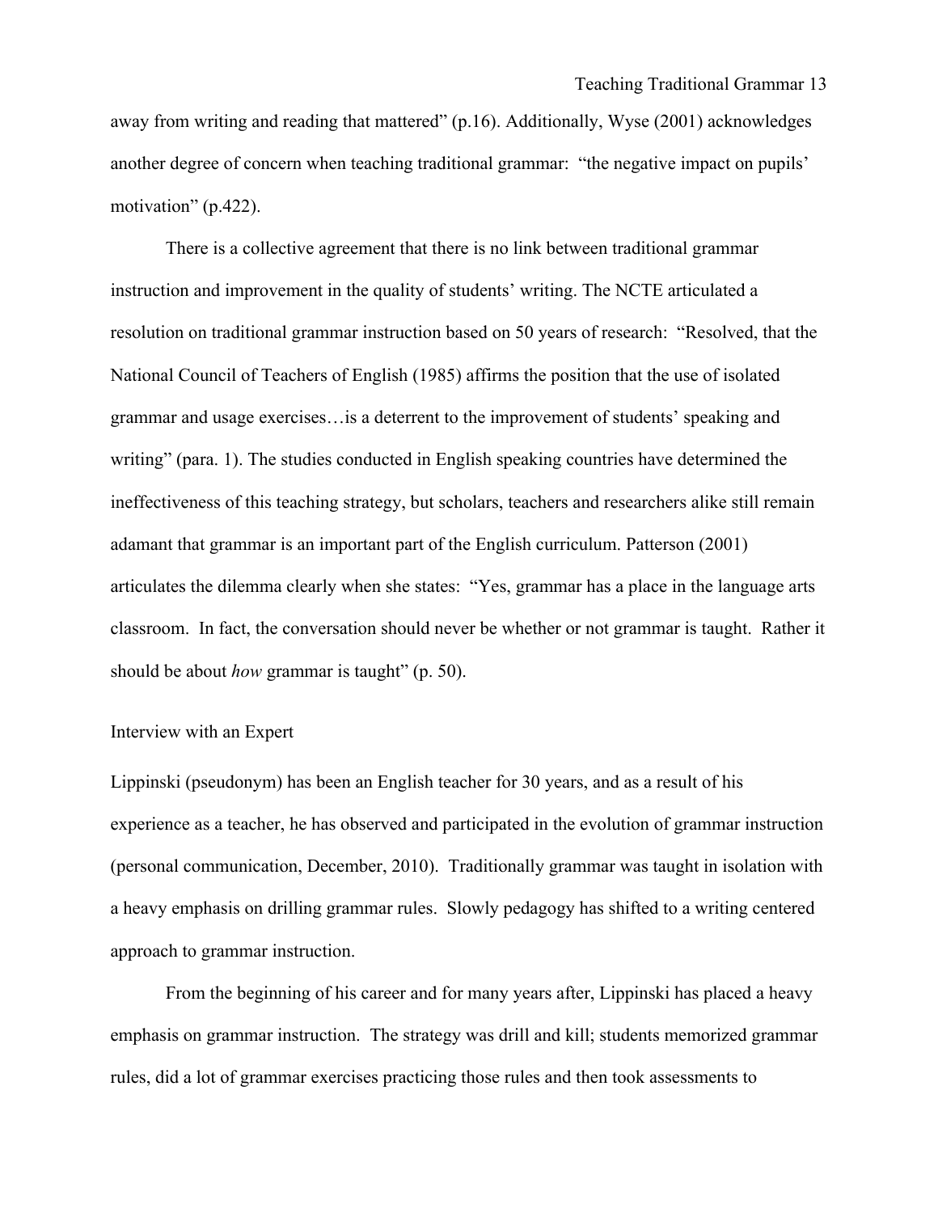away from writing and reading that mattered" (p.16). Additionally, Wyse (2001) acknowledges another degree of concern when teaching traditional grammar: "the negative impact on pupils' motivation" (p.422).

There is a collective agreement that there is no link between traditional grammar instruction and improvement in the quality of students' writing. The NCTE articulated a resolution on traditional grammar instruction based on 50 years of research: "Resolved, that the National Council of Teachers of English (1985) affirms the position that the use of isolated grammar and usage exercises…is a deterrent to the improvement of students' speaking and writing" (para. 1). The studies conducted in English speaking countries have determined the ineffectiveness of this teaching strategy, but scholars, teachers and researchers alike still remain adamant that grammar is an important part of the English curriculum. Patterson (2001) articulates the dilemma clearly when she states: "Yes, grammar has a place in the language arts classroom. In fact, the conversation should never be whether or not grammar is taught. Rather it should be about *how* grammar is taught" (p. 50).

## Interview with an Expert

Lippinski (pseudonym) has been an English teacher for 30 years, and as a result of his experience as a teacher, he has observed and participated in the evolution of grammar instruction (personal communication, December, 2010). Traditionally grammar was taught in isolation with a heavy emphasis on drilling grammar rules. Slowly pedagogy has shifted to a writing centered approach to grammar instruction.

From the beginning of his career and for many years after, Lippinski has placed a heavy emphasis on grammar instruction. The strategy was drill and kill; students memorized grammar rules, did a lot of grammar exercises practicing those rules and then took assessments to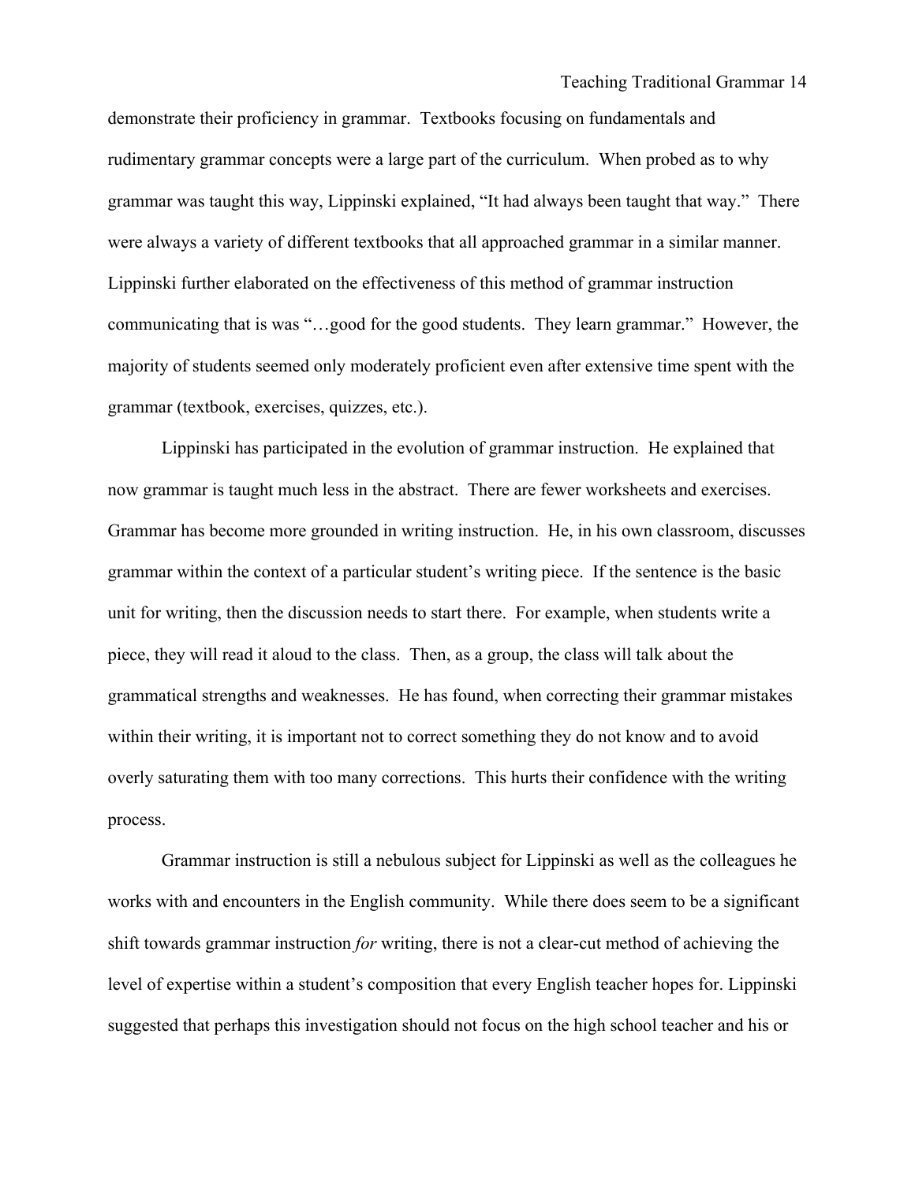demonstrate their proficiency in grammar. Textbooks focusing on fundamentals and rudimentary grammar concepts were a large part of the curriculum. When probed as to why grammar was taught this way, Lippinski explained, "It had always been taught that way." There were always a variety of different textbooks that all approached grammar in a similar manner. Lippinski further elaborated on the effectiveness of this method of grammar instruction communicating that is was "…good for the good students. They learn grammar." However, the majority of students seemed only moderately proficient even after extensive time spent with the grammar (textbook, exercises, quizzes, etc.).

Lippinski has participated in the evolution of grammar instruction. He explained that now grammar is taught much less in the abstract. There are fewer worksheets and exercises. Grammar has become more grounded in writing instruction. He, in his own classroom, discusses grammar within the context of a particular student's writing piece. If the sentence is the basic unit for writing, then the discussion needs to start there. For example, when students write a piece, they will read it aloud to the class. Then, as a group, the class will talk about the grammatical strengths and weaknesses. He has found, when correcting their grammar mistakes within their writing, it is important not to correct something they do not know and to avoid overly saturating them with too many corrections. This hurts their confidence with the writing process.

Grammar instruction is still a nebulous subject for Lippinski as well as the colleagues he works with and encounters in the English community. While there does seem to be a significant shift towards grammar instruction *for* writing, there is not a clear-cut method of achieving the level of expertise within a student's composition that every English teacher hopes for. Lippinski suggested that perhaps this investigation should not focus on the high school teacher and his or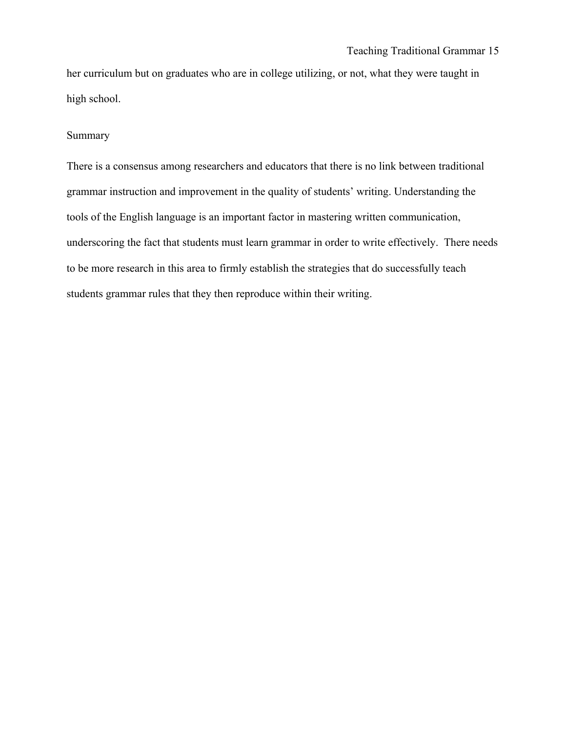her curriculum but on graduates who are in college utilizing, or not, what they were taught in high school.

## Summary

There is a consensus among researchers and educators that there is no link between traditional grammar instruction and improvement in the quality of students' writing. Understanding the tools of the English language is an important factor in mastering written communication, underscoring the fact that students must learn grammar in order to write effectively. There needs to be more research in this area to firmly establish the strategies that do successfully teach students grammar rules that they then reproduce within their writing.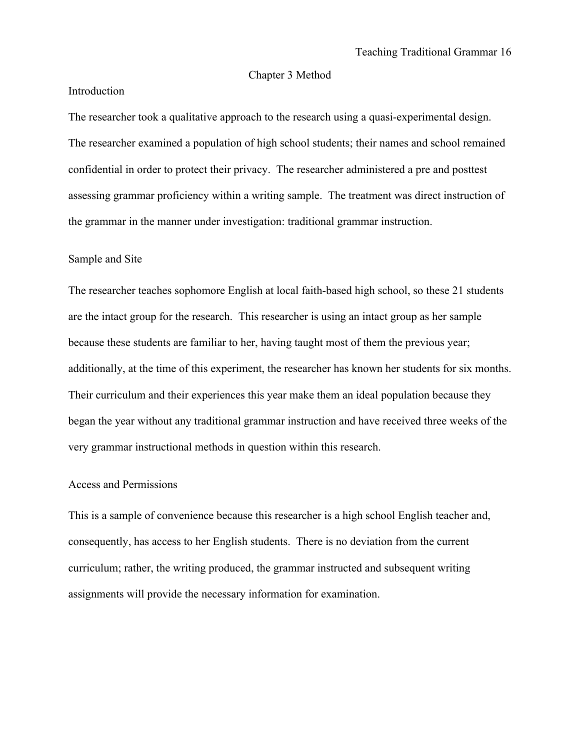# Chapter 3 Method

## Introduction

The researcher took a qualitative approach to the research using a quasi-experimental design. The researcher examined a population of high school students; their names and school remained confidential in order to protect their privacy. The researcher administered a pre and posttest assessing grammar proficiency within a writing sample. The treatment was direct instruction of the grammar in the manner under investigation: traditional grammar instruction.

## Sample and Site

The researcher teaches sophomore English at local faith-based high school, so these 21 students are the intact group for the research. This researcher is using an intact group as her sample because these students are familiar to her, having taught most of them the previous year; additionally, at the time of this experiment, the researcher has known her students for six months. Their curriculum and their experiences this year make them an ideal population because they began the year without any traditional grammar instruction and have received three weeks of the very grammar instructional methods in question within this research.

## Access and Permissions

This is a sample of convenience because this researcher is a high school English teacher and, consequently, has access to her English students. There is no deviation from the current curriculum; rather, the writing produced, the grammar instructed and subsequent writing assignments will provide the necessary information for examination.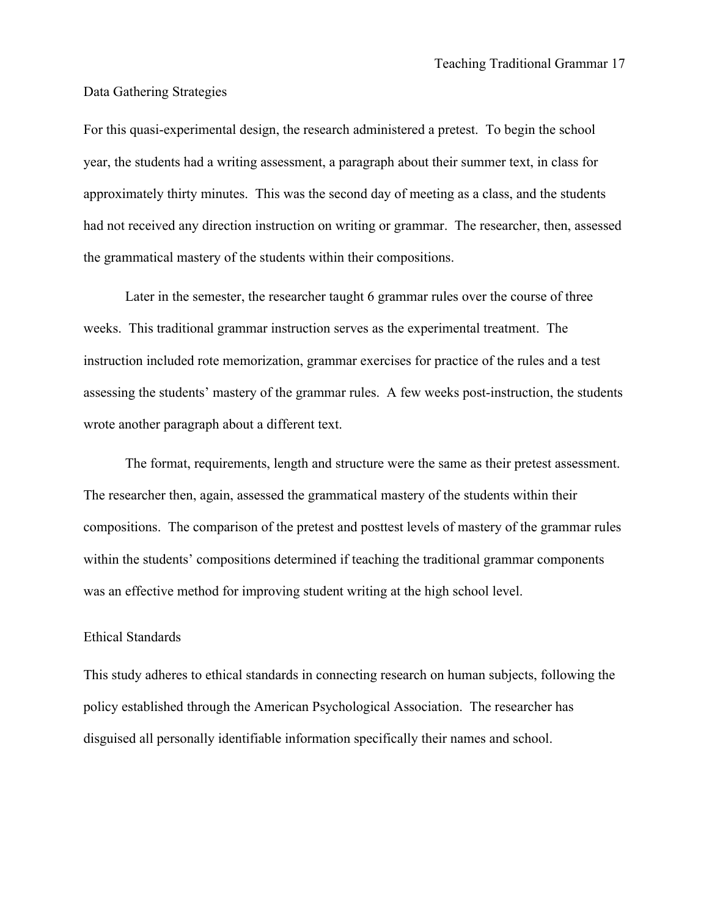## Data Gathering Strategies

For this quasi-experimental design, the research administered a pretest. To begin the school year, the students had a writing assessment, a paragraph about their summer text, in class for approximately thirty minutes. This was the second day of meeting as a class, and the students had not received any direction instruction on writing or grammar. The researcher, then, assessed the grammatical mastery of the students within their compositions.

Later in the semester, the researcher taught 6 grammar rules over the course of three weeks. This traditional grammar instruction serves as the experimental treatment. The instruction included rote memorization, grammar exercises for practice of the rules and a test assessing the students' mastery of the grammar rules. A few weeks post-instruction, the students wrote another paragraph about a different text.

The format, requirements, length and structure were the same as their pretest assessment. The researcher then, again, assessed the grammatical mastery of the students within their compositions. The comparison of the pretest and posttest levels of mastery of the grammar rules within the students' compositions determined if teaching the traditional grammar components was an effective method for improving student writing at the high school level.

## Ethical Standards

This study adheres to ethical standards in connecting research on human subjects, following the policy established through the American Psychological Association. The researcher has disguised all personally identifiable information specifically their names and school.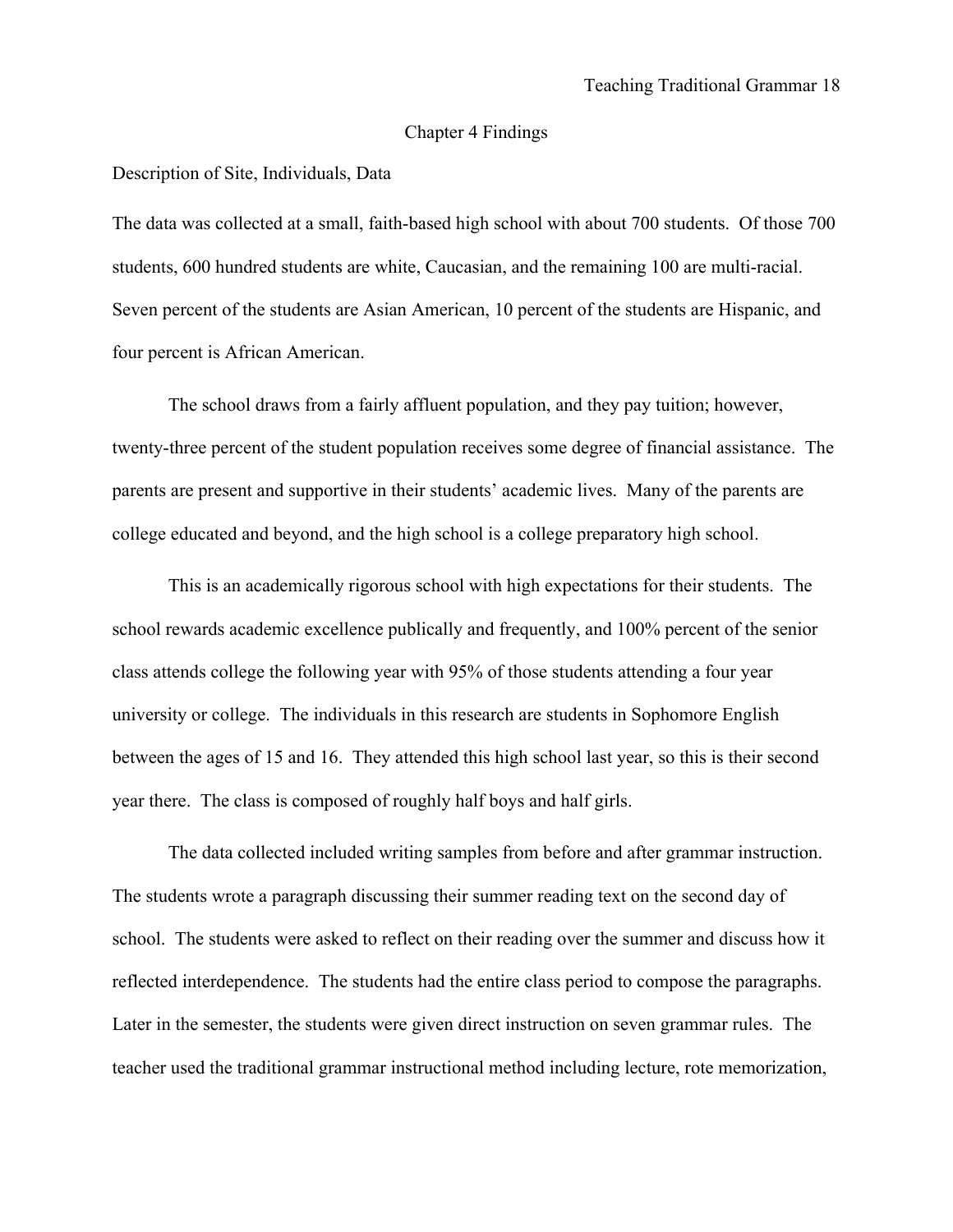# Chapter 4 Findings

## Description of Site, Individuals, Data

The data was collected at a small, faith-based high school with about 700 students. Of those 700 students, 600 hundred students are white, Caucasian, and the remaining 100 are multi-racial. Seven percent of the students are Asian American, 10 percent of the students are Hispanic, and four percent is African American.

The school draws from a fairly affluent population, and they pay tuition; however, twenty-three percent of the student population receives some degree of financial assistance. The parents are present and supportive in their students' academic lives. Many of the parents are college educated and beyond, and the high school is a college preparatory high school.

This is an academically rigorous school with high expectations for their students. The school rewards academic excellence publically and frequently, and 100% percent of the senior class attends college the following year with 95% of those students attending a four year university or college. The individuals in this research are students in Sophomore English between the ages of 15 and 16. They attended this high school last year, so this is their second year there. The class is composed of roughly half boys and half girls.

The data collected included writing samples from before and after grammar instruction. The students wrote a paragraph discussing their summer reading text on the second day of school. The students were asked to reflect on their reading over the summer and discuss how it reflected interdependence. The students had the entire class period to compose the paragraphs. Later in the semester, the students were given direct instruction on seven grammar rules. The teacher used the traditional grammar instructional method including lecture, rote memorization,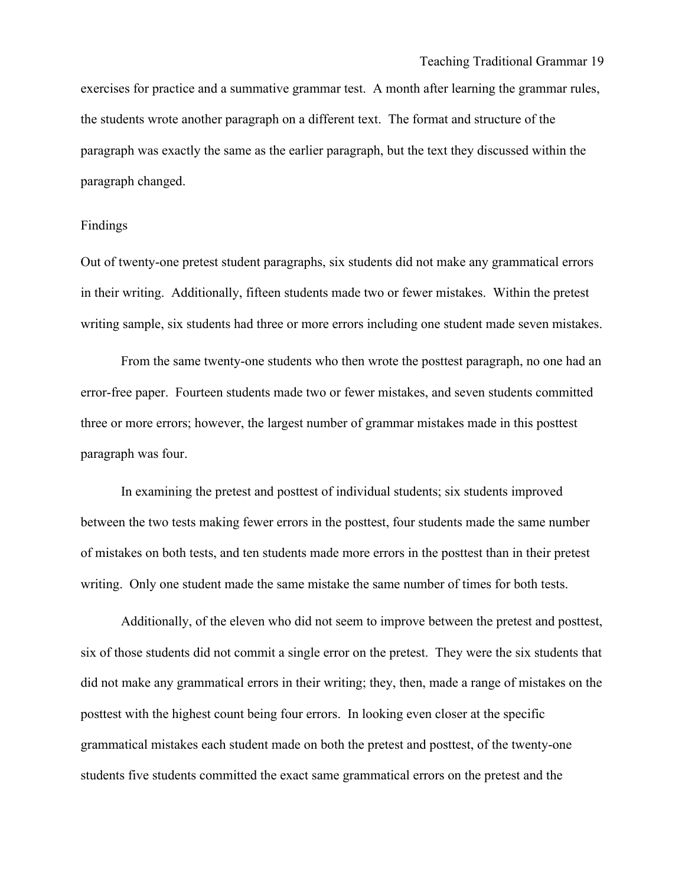exercises for practice and a summative grammar test. A month after learning the grammar rules, the students wrote another paragraph on a different text. The format and structure of the paragraph was exactly the same as the earlier paragraph, but the text they discussed within the paragraph changed.

## Findings

Out of twenty-one pretest student paragraphs, six students did not make any grammatical errors in their writing. Additionally, fifteen students made two or fewer mistakes. Within the pretest writing sample, six students had three or more errors including one student made seven mistakes.

From the same twenty-one students who then wrote the posttest paragraph, no one had an error-free paper. Fourteen students made two or fewer mistakes, and seven students committed three or more errors; however, the largest number of grammar mistakes made in this posttest paragraph was four.

In examining the pretest and posttest of individual students; six students improved between the two tests making fewer errors in the posttest, four students made the same number of mistakes on both tests, and ten students made more errors in the posttest than in their pretest writing. Only one student made the same mistake the same number of times for both tests.

Additionally, of the eleven who did not seem to improve between the pretest and posttest, six of those students did not commit a single error on the pretest. They were the six students that did not make any grammatical errors in their writing; they, then, made a range of mistakes on the posttest with the highest count being four errors. In looking even closer at the specific grammatical mistakes each student made on both the pretest and posttest, of the twenty-one students five students committed the exact same grammatical errors on the pretest and the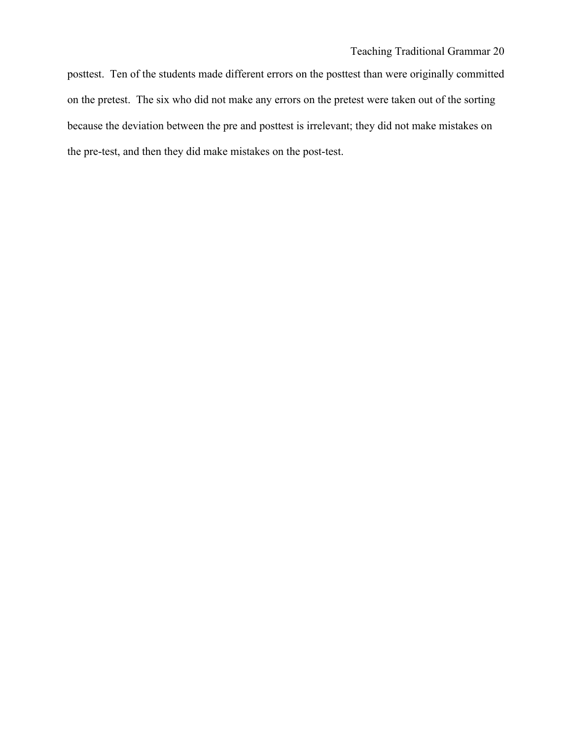posttest. Ten of the students made different errors on the posttest than were originally committed on the pretest. The six who did not make any errors on the pretest were taken out of the sorting because the deviation between the pre and posttest is irrelevant; they did not make mistakes on the pre-test, and then they did make mistakes on the post-test.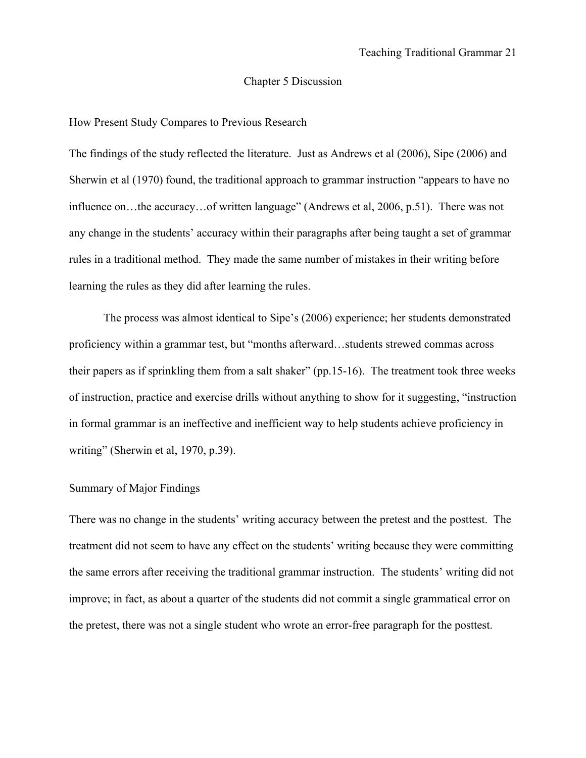# Chapter 5 Discussion

## How Present Study Compares to Previous Research

The findings of the study reflected the literature. Just as Andrews et al (2006), Sipe (2006) and Sherwin et al (1970) found, the traditional approach to grammar instruction "appears to have no influence on…the accuracy…of written language" (Andrews et al, 2006, p.51). There was not any change in the students' accuracy within their paragraphs after being taught a set of grammar rules in a traditional method. They made the same number of mistakes in their writing before learning the rules as they did after learning the rules.

The process was almost identical to Sipe's (2006) experience; her students demonstrated proficiency within a grammar test, but "months afterward…students strewed commas across their papers as if sprinkling them from a salt shaker" (pp.15-16). The treatment took three weeks of instruction, practice and exercise drills without anything to show for it suggesting, "instruction in formal grammar is an ineffective and inefficient way to help students achieve proficiency in writing" (Sherwin et al, 1970, p.39).

## Summary of Major Findings

There was no change in the students' writing accuracy between the pretest and the posttest. The treatment did not seem to have any effect on the students' writing because they were committing the same errors after receiving the traditional grammar instruction. The students' writing did not improve; in fact, as about a quarter of the students did not commit a single grammatical error on the pretest, there was not a single student who wrote an error-free paragraph for the posttest.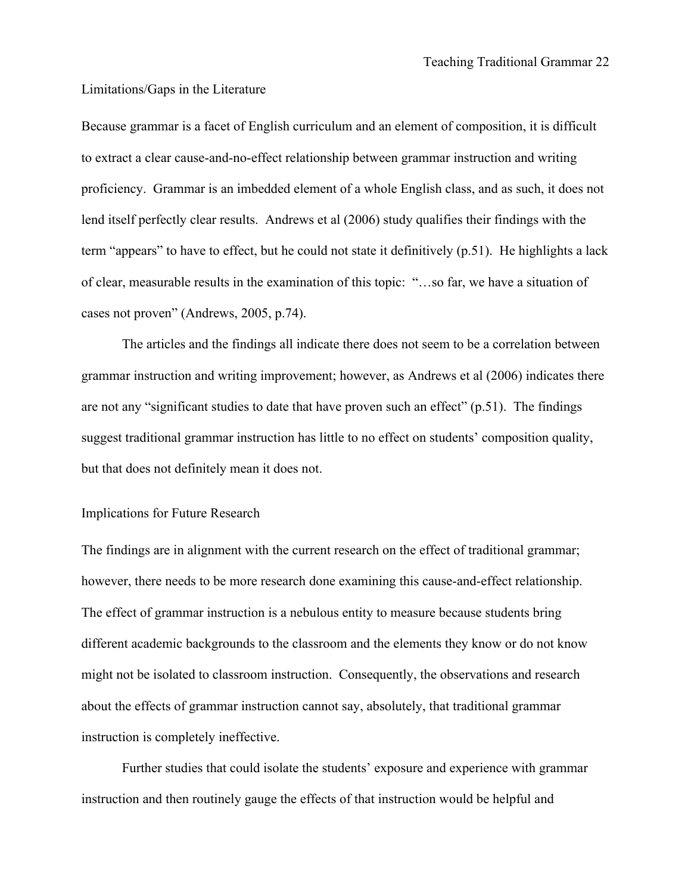## Limitations/Gaps in the Literature

Because grammar is a facet of English curriculum and an element of composition, it is difficult to extract a clear cause-and-no-effect relationship between grammar instruction and writing proficiency. Grammar is an imbedded element of a whole English class, and as such, it does not lend itself perfectly clear results. Andrews et al (2006) study qualifies their findings with the term "appears" to have to effect, but he could not state it definitively (p.51). He highlights a lack of clear, measurable results in the examination of this topic: "…so far, we have a situation of cases not proven" (Andrews, 2005, p.74).

The articles and the findings all indicate there does not seem to be a correlation between grammar instruction and writing improvement; however, as Andrews et al (2006) indicates there are not any "significant studies to date that have proven such an effect" (p.51). The findings suggest traditional grammar instruction has little to no effect on students' composition quality, but that does not definitely mean it does not.

## Implications for Future Research

The findings are in alignment with the current research on the effect of traditional grammar; however, there needs to be more research done examining this cause-and-effect relationship. The effect of grammar instruction is a nebulous entity to measure because students bring different academic backgrounds to the classroom and the elements they know or do not know might not be isolated to classroom instruction. Consequently, the observations and research about the effects of grammar instruction cannot say, absolutely, that traditional grammar instruction is completely ineffective.

Further studies that could isolate the students' exposure and experience with grammar instruction and then routinely gauge the effects of that instruction would be helpful and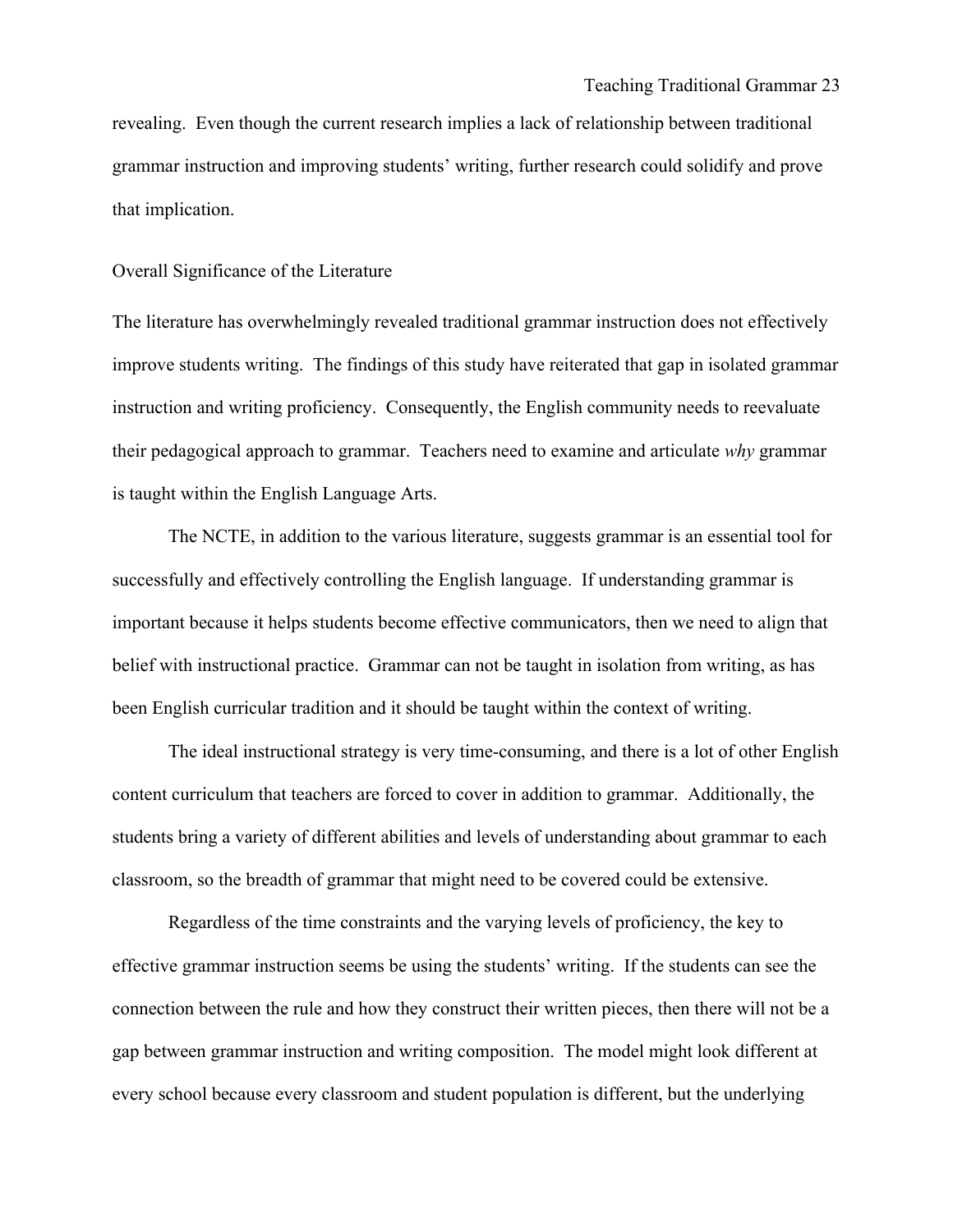revealing. Even though the current research implies a lack of relationship between traditional grammar instruction and improving students' writing, further research could solidify and prove that implication.

## Overall Significance of the Literature

The literature has overwhelmingly revealed traditional grammar instruction does not effectively improve students writing. The findings of this study have reiterated that gap in isolated grammar instruction and writing proficiency. Consequently, the English community needs to reevaluate their pedagogical approach to grammar. Teachers need to examine and articulate *why* grammar is taught within the English Language Arts.

The NCTE, in addition to the various literature, suggests grammar is an essential tool for successfully and effectively controlling the English language. If understanding grammar is important because it helps students become effective communicators, then we need to align that belief with instructional practice. Grammar can not be taught in isolation from writing, as has been English curricular tradition and it should be taught within the context of writing.

The ideal instructional strategy is very time-consuming, and there is a lot of other English content curriculum that teachers are forced to cover in addition to grammar. Additionally, the students bring a variety of different abilities and levels of understanding about grammar to each classroom, so the breadth of grammar that might need to be covered could be extensive.

Regardless of the time constraints and the varying levels of proficiency, the key to effective grammar instruction seems be using the students' writing. If the students can see the connection between the rule and how they construct their written pieces, then there will not be a gap between grammar instruction and writing composition. The model might look different at every school because every classroom and student population is different, but the underlying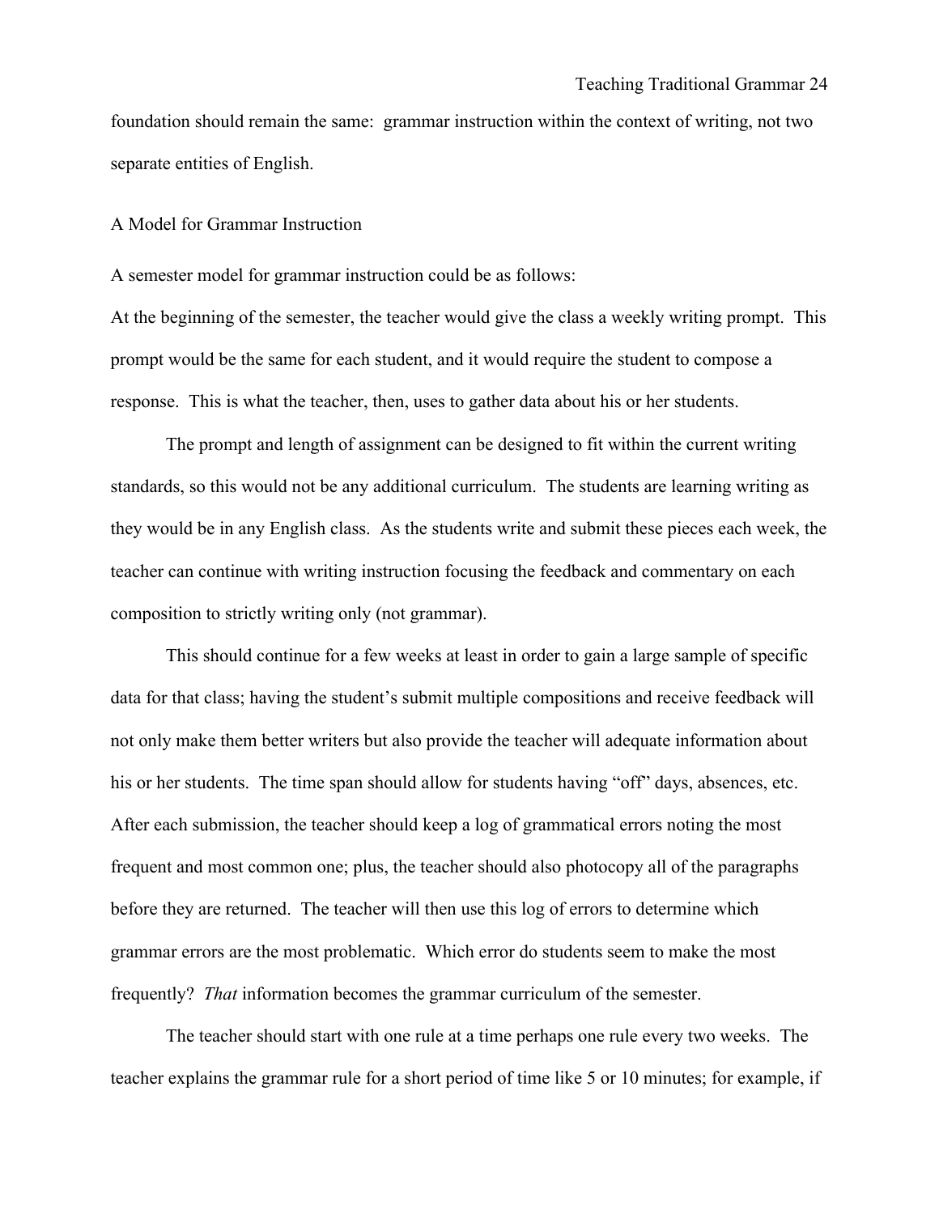foundation should remain the same: grammar instruction within the context of writing, not two separate entities of English.

## A Model for Grammar Instruction

A semester model for grammar instruction could be as follows:

At the beginning of the semester, the teacher would give the class a weekly writing prompt. This prompt would be the same for each student, and it would require the student to compose a response. This is what the teacher, then, uses to gather data about his or her students.

The prompt and length of assignment can be designed to fit within the current writing standards, so this would not be any additional curriculum. The students are learning writing as they would be in any English class. As the students write and submit these pieces each week, the teacher can continue with writing instruction focusing the feedback and commentary on each composition to strictly writing only (not grammar).

This should continue for a few weeks at least in order to gain a large sample of specific data for that class; having the student's submit multiple compositions and receive feedback will not only make them better writers but also provide the teacher will adequate information about his or her students. The time span should allow for students having "off" days, absences, etc. After each submission, the teacher should keep a log of grammatical errors noting the most frequent and most common one; plus, the teacher should also photocopy all of the paragraphs before they are returned. The teacher will then use this log of errors to determine which grammar errors are the most problematic. Which error do students seem to make the most frequently? *That* information becomes the grammar curriculum of the semester.

The teacher should start with one rule at a time perhaps one rule every two weeks. The teacher explains the grammar rule for a short period of time like 5 or 10 minutes; for example, if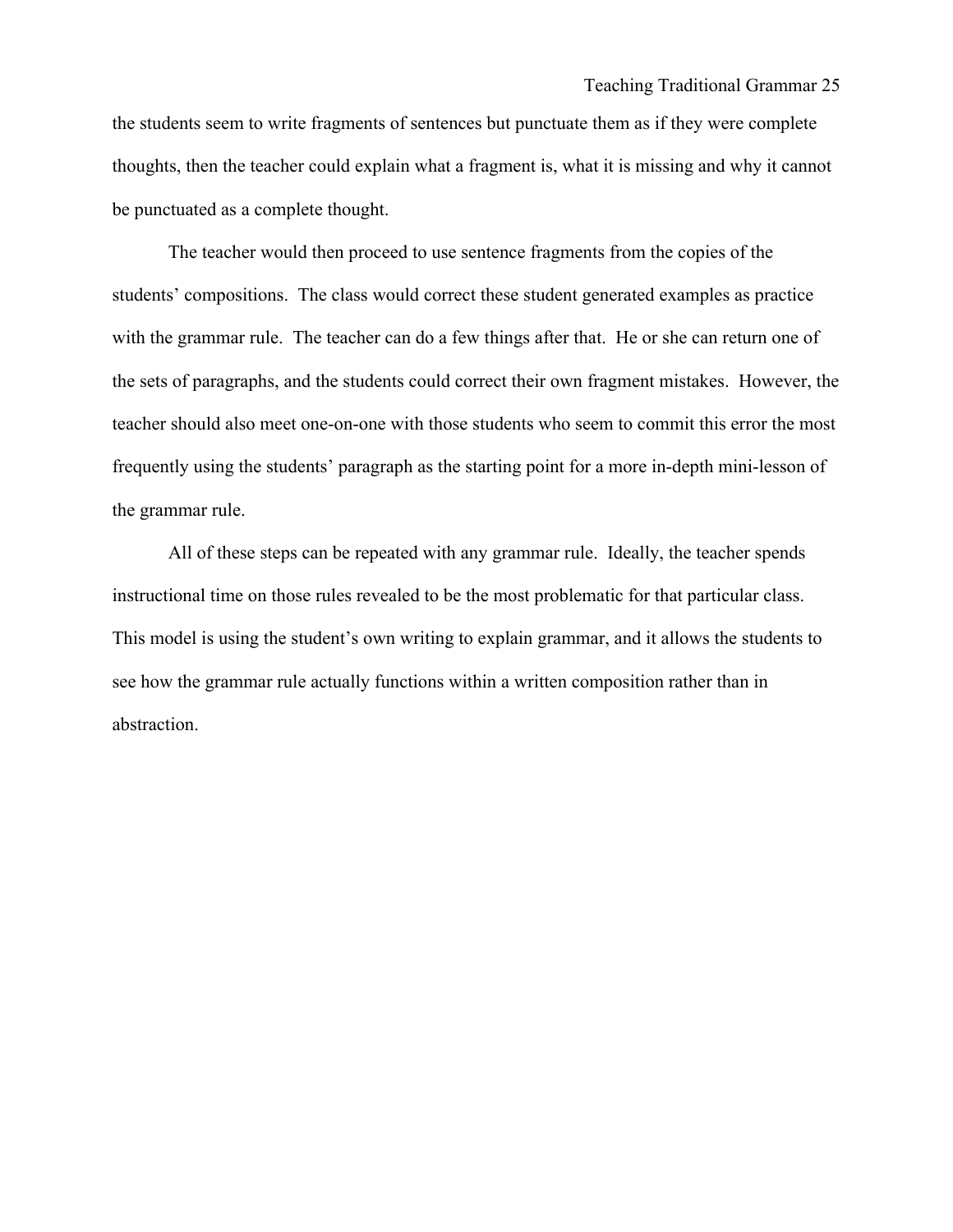the students seem to write fragments of sentences but punctuate them as if they were complete thoughts, then the teacher could explain what a fragment is, what it is missing and why it cannot be punctuated as a complete thought.

The teacher would then proceed to use sentence fragments from the copies of the students' compositions. The class would correct these student generated examples as practice with the grammar rule. The teacher can do a few things after that. He or she can return one of the sets of paragraphs, and the students could correct their own fragment mistakes. However, the teacher should also meet one-on-one with those students who seem to commit this error the most frequently using the students' paragraph as the starting point for a more in-depth mini-lesson of the grammar rule.

All of these steps can be repeated with any grammar rule. Ideally, the teacher spends instructional time on those rules revealed to be the most problematic for that particular class. This model is using the student's own writing to explain grammar, and it allows the students to see how the grammar rule actually functions within a written composition rather than in abstraction.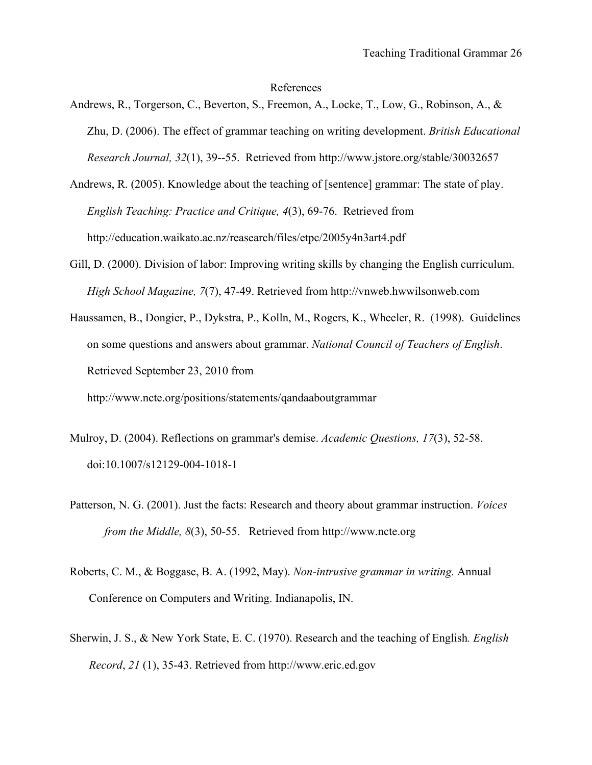# References

Andrews, R., Torgerson, C., Beverton, S., Freemon, A., Locke, T., Low, G., Robinson, A., & Zhu, D. (2006). The effect of grammar teaching on writing development. *British Educational Research Journal, 32*(1), 39--55. Retrieved from http://www.jstore.org/stable/30032657

Andrews, R. (2005). Knowledge about the teaching of [sentence] grammar: The state of play. *English Teaching: Practice and Critique, 4*(3), 69-76. Retrieved from http://education.waikato.ac.nz/reasearch/files/etpc/2005y4n3art4.pdf

Gill, D. (2000). Division of labor: Improving writing skills by changing the English curriculum. *High School Magazine, 7*(7), 47-49. Retrieved from http://vnweb.hwwilsonweb.com

Haussamen, B., Dongier, P., Dykstra, P., Kolln, M., Rogers, K., Wheeler, R. (1998). Guidelines on some questions and answers about grammar. *National Council of Teachers of English*. Retrieved September 23, 2010 from http://www.ncte.org/positions/statements/qandaaboutgrammar

Mulroy, D. (2004). Reflections on grammar's demise. *Academic Questions, 17*(3), 52-58. doi:10.1007/s12129-004-1018-1

Patterson, N. G. (2001). Just the facts: Research and theory about grammar instruction. *Voices from the Middle, 8*(3), 50-55. Retrieved from http://www.ncte.org

Roberts, C. M., & Boggase, B. A. (1992, May). *Non-intrusive grammar in writing.* Annual Conference on Computers and Writing. Indianapolis, IN.

Sherwin, J. S., & New York State, E. C. (1970). Research and the teaching of English. *English Record*, *21* (1), 35-43. Retrieved from http://www.eric.ed.gov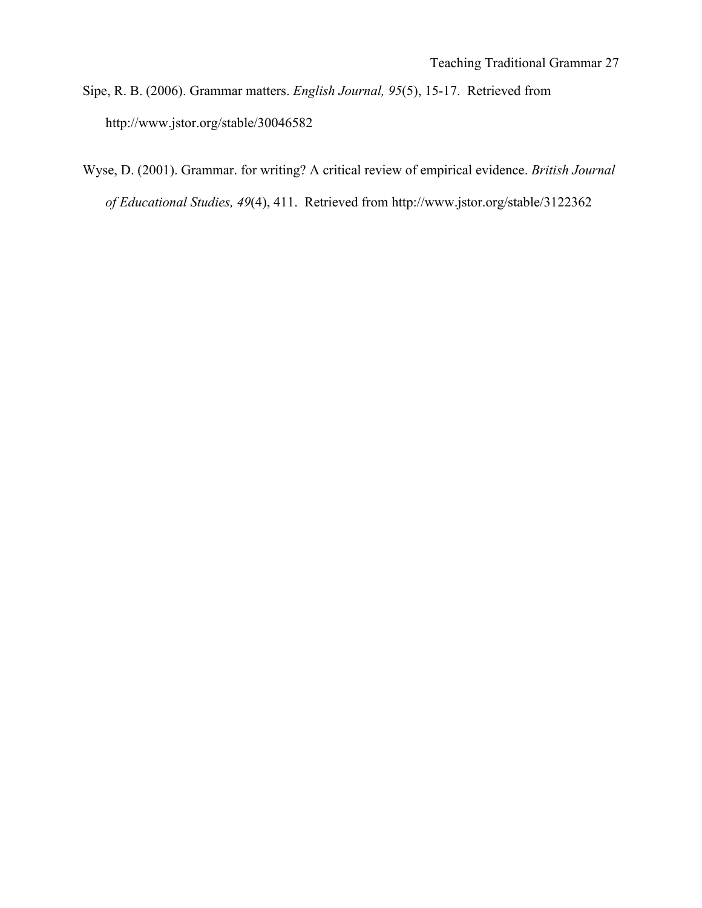Sipe, R. B. (2006). Grammar matters. *English Journal, 95*(5), 15-17. Retrieved from http://www.jstor.org/stable/30046582

Wyse, D. (2001). Grammar. for writing? A critical review of empirical evidence. *British Journal of Educational Studies, 49*(4), 411. Retrieved from http://www.jstor.org/stable/3122362